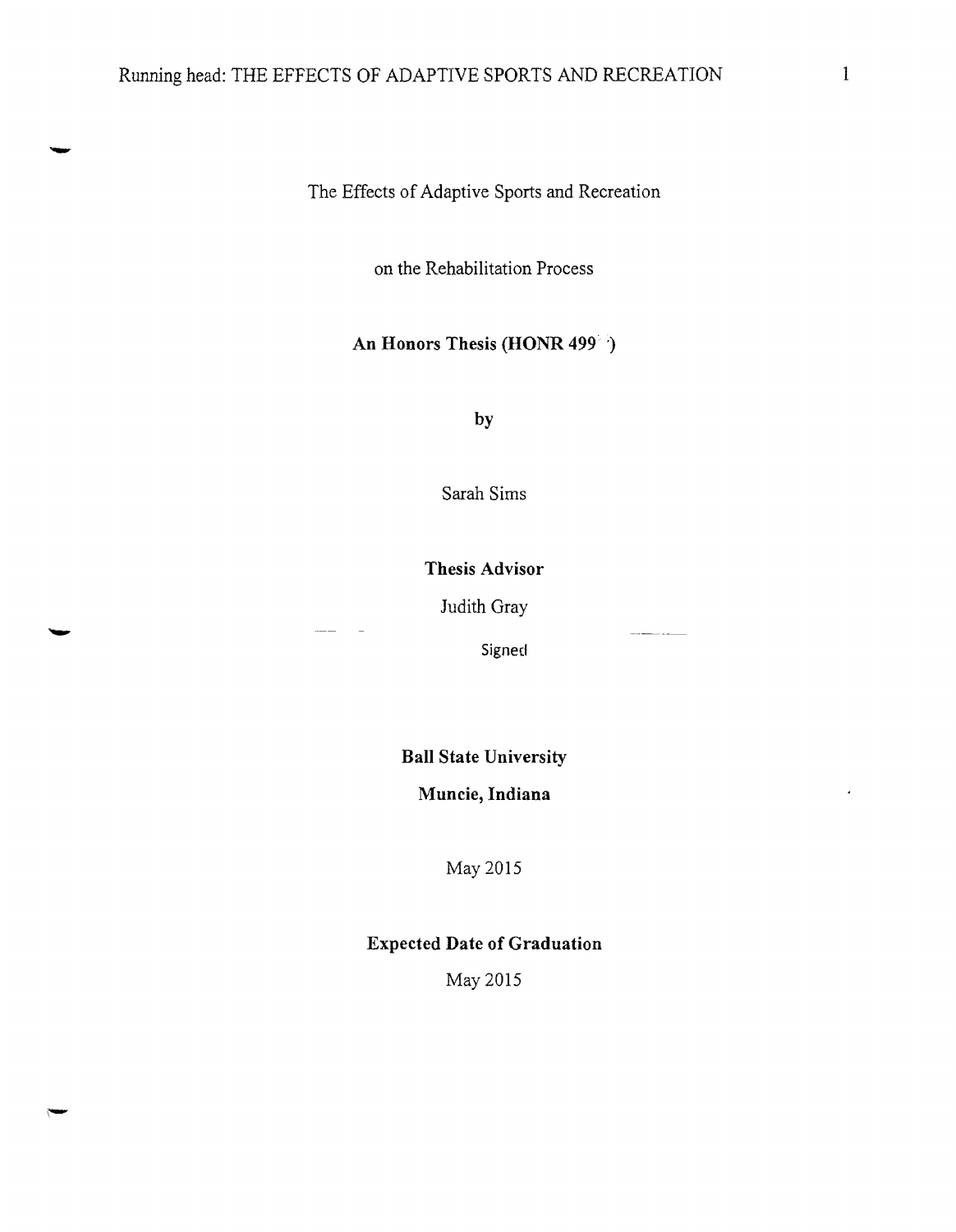The Effects of Adaptive Sports and Recreation

on the Rehabilitation Process

**An Honors Thesis (HONR 499)**

**by**

Sarah Sims

**Thesis Advisor**

Judith Gray

Signed

**Ball State University**

**Muncie, Indiana**

May 2015

**Expected Date of Graduation**

May 2015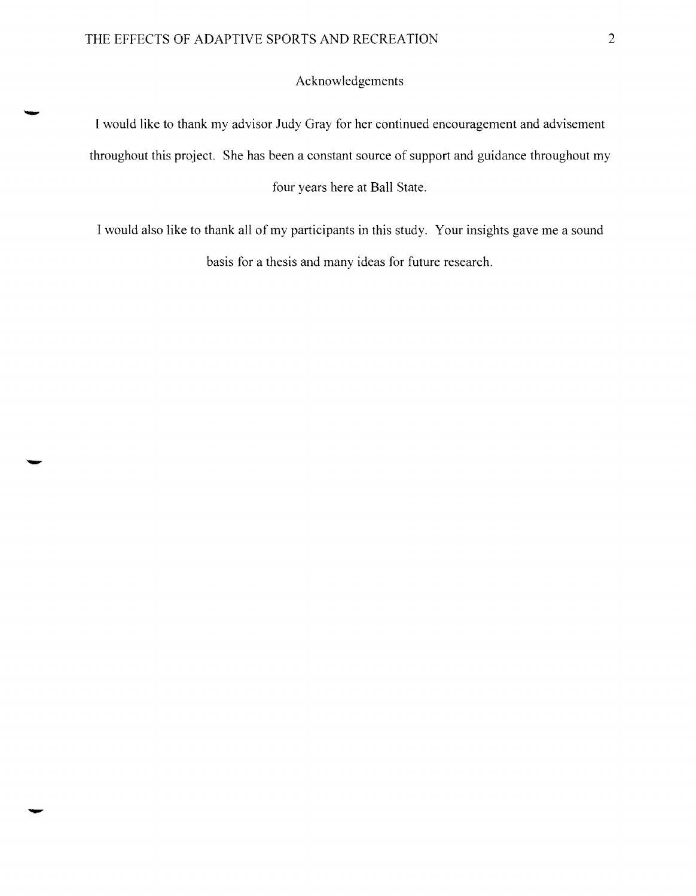## Acknowledgements

I would like to thank my advisor Judy Gray for her continued encouragement and advisement throughout this project. She has been a constant source of support and guidance throughout my four years here at Ball State.

I would also like to thank all of my participants in this study. Your insights gave me a sound basis for a thesis and many ideas for future research.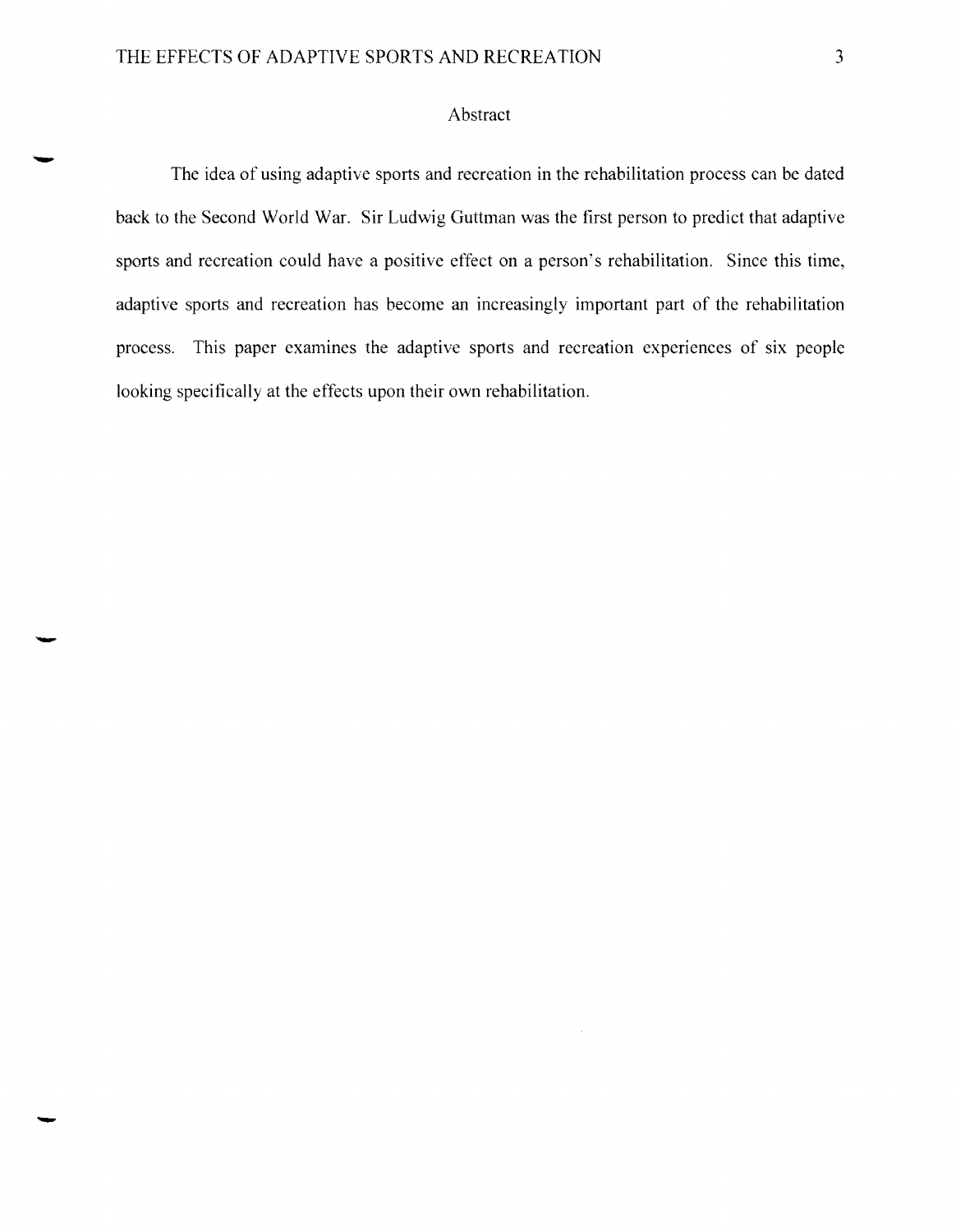## Abstract

The idea of using adaptive sports and recreation in the rehabilitation process can be dated back to the Second World War. Sir Ludwig Guttman was the first person to predict that adaptive sports and recreation could have a positive effect on a person's rehabilitation. Since this time, adaptive sports and recreation has become an increasingly important part of the rehabilitation process. This paper examines the adaptive sports and recreation experiences of six people looking specifically at the effects upon their own rehabilitation.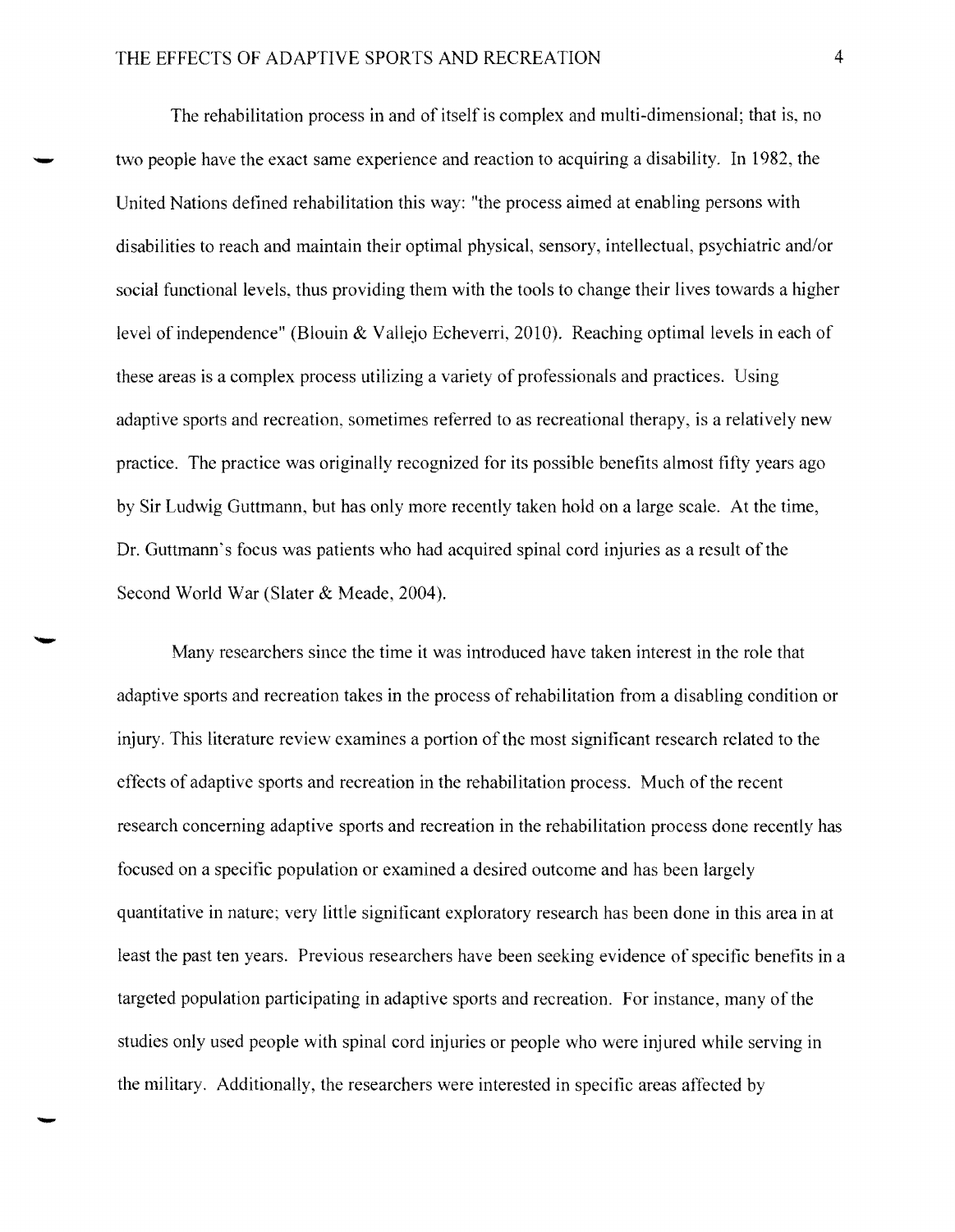The rehabilitation process in and of itself is complex and multi-dimensional; that is, no two people have the exact same experience and reaction to acquiring a disability. In 1982, the United Nations defined rehabilitation this way: "the process aimed at enabling persons with disabilities to reach and maintain their optimal physical, sensory, intellectual, psychiatric and/or social functional levels, thus providing them with the tools to change their lives towards a higher level of independence" (Blouin & Vallejo Echeverri, 2010). Reaching optimal levels in each of these areas is a complex process utilizing a variety of professionals and practices. Using adaptive sports and recreation, sometimes referred to as recreational therapy, is a relatively new practice. The practice was originally recognized for its possible benefits almost fifty years ago by Sir Ludwig Guttmann, but has only more recently taken hold on a large scale. At the time, Dr. Guttmann's focus was patients who had acquired spinal cord injuries as a result of the Second World War (Slater & Meade, 2004).

Many researchers since the time it was introduced have taken interest in the role that adaptive sports and recreation takes in the process of rehabilitation from a disabling condition or injury. This literature review examines a portion of the most significant research related to the effects of adaptive sports and recreation in the rehabilitation process. Much of the recent research concerning adaptive sports and recreation in the rehabilitation process done recently has focused on a specific population or examined a desired outcome and has been largely quantitative in nature; very little significant exploratory research has been done in this area in at least the past ten years. Previous researchers have been seeking evidence of specific benefits in a targeted population participating in adaptive sports and recreation. For instance, many of the studies only used people with spinal cord injuries or people who were injured while serving in the military. Additionally, the researchers were interested in specific areas affected by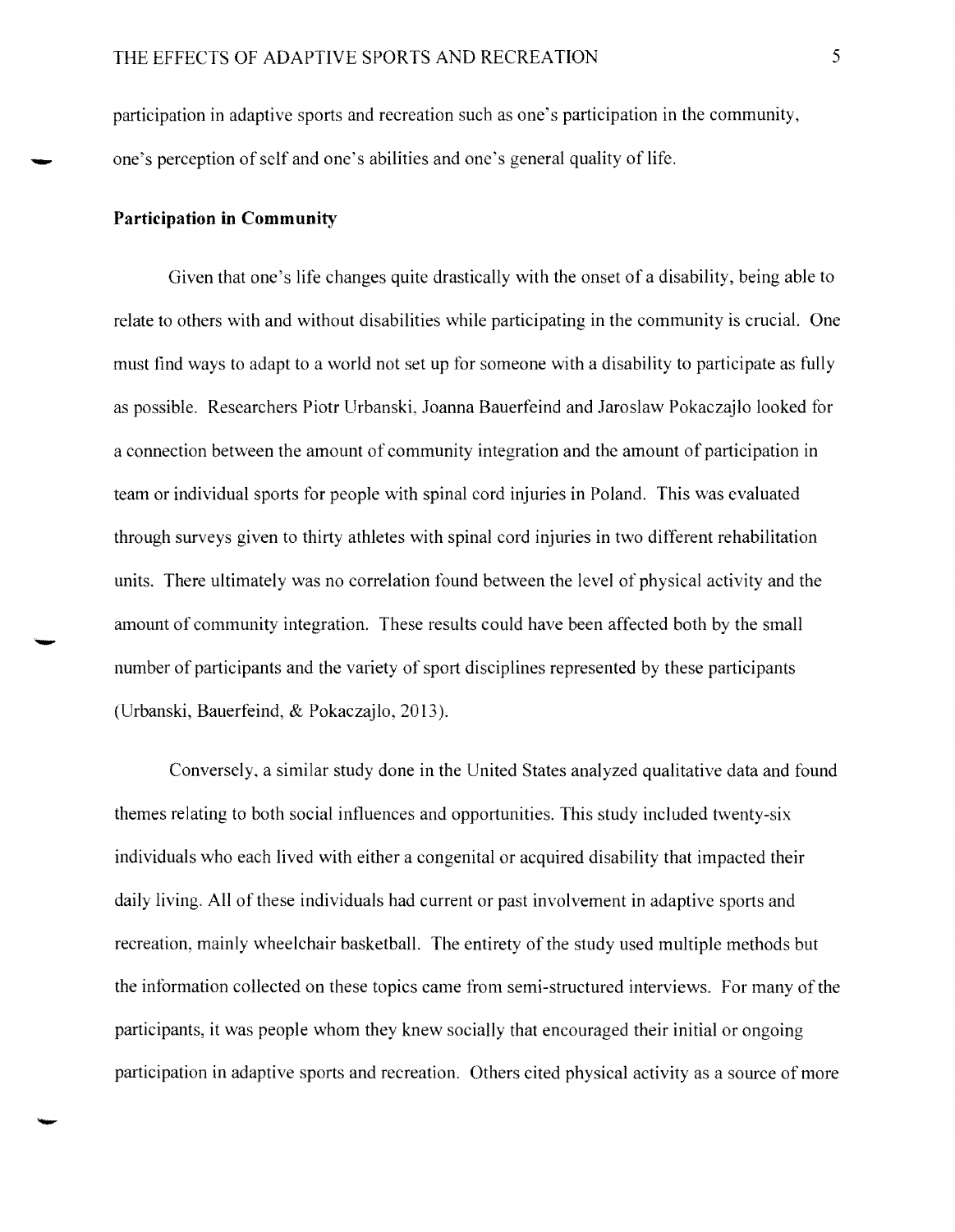participation in adaptive sports and recreation such as one's participation in the community, one's perception of self and one's abilities and one's general quality of life.

**Participation in Community**

Given that one's life changes quite drastically with the onset of a disability, being able to relate to others with and without disabilities while participating in the community is crucial. One must find ways to adapt to a world not set up for someone with a disability to participate as fully as possible. Researchers Piotr Urbanski, Joanna Bauerfeind and Jaroslaw Pokaczajlo looked for a connection between the amount of community integration and the amount of participation in team or individual sports for people with spinal cord injuries in Poland. This was evaluated through surveys given to thirty athletes with spinal cord injuries in two different rehabilitation units. There ultimately was no correlation found between the level of physical activity and the amount of community integration. These results could have been affected both by the small number of participants and the variety of sport disciplines represented by these participants (Urbanski, Bauerfeind, & Pokaczajlo, 2013).

Conversely, a similar study done in the United States analyzed qualitative data and found themes relating to both social influences and opportunities. This study included twenty-six individuals who each lived with either a congenital or acquired disability that impacted their daily living. All of these individuals had current or past involvement in adaptive sports and recreation, mainly wheelchair basketball. The entirety of the study used multiple methods but the information collected on these topics came from semi-structured interviews. For many of the participants, it was people whom they knew socially that encouraged their initial or ongoing participation in adaptive sports and recreation. Others cited physical activity as a source of more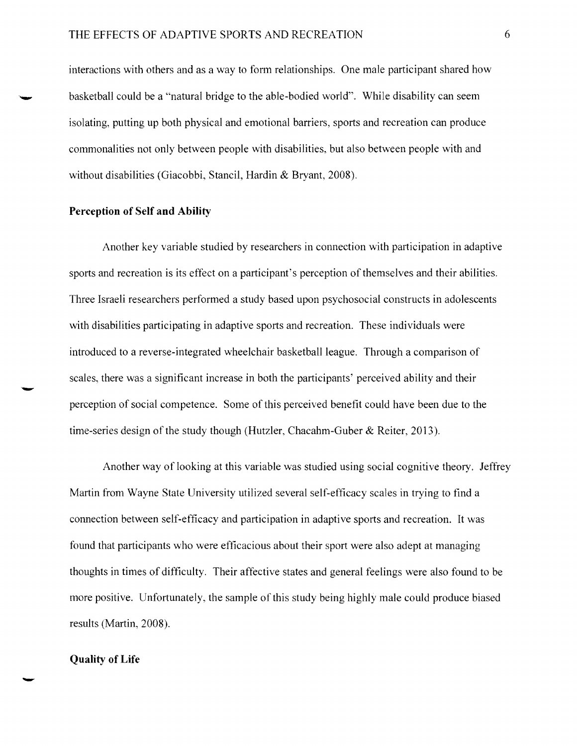interactions with others and as a way to form relationships. One male participant shared how basketball could be a "natural bridge to the able-bodied world". While disability can seem isolating, putting up both physical and emotional barriers, sports and recreation can produce commonalities not only between people with disabilities, but also between people with and without disabilities (Giacobbi, Stancil, Hardin & Bryant, 2008).

## Perception of Self and Ability

Another key variable studied by researchers in connection with participation in adaptive sports and recreation is its effect on a participant's perception of themselves and their abilities. Three Israeli researchers performed a study based upon psychosocial constructs in adolescents with disabilities participating in adaptive sports and recreation. These individuals were introduced to a reverse-integrated wheelchair basketball league. Through a comparison of scales, there was a significant increase in both the participants' perceived ability and their perception of social competence. Some of this perceived benefit could have been due to the time-series design of the study though (Hutzler, Chacahm-Guber & Reiter, 2013).

Another way of looking at this variable was studied using social cognitive theory. Jeffrey Martin from Wayne State University utilized several self-efficacy scales in trying to find a connection between self-efficacy and participation in adaptive sports and recreation. It was found that participants who were efficacious about their sport were also adept at managing thoughts in times of difficulty. Their affective states and general feelings were also found to be more positive. Unfortunately, the sample of this study being highly male could produce biased results (Martin, 2008).

## Quality of Life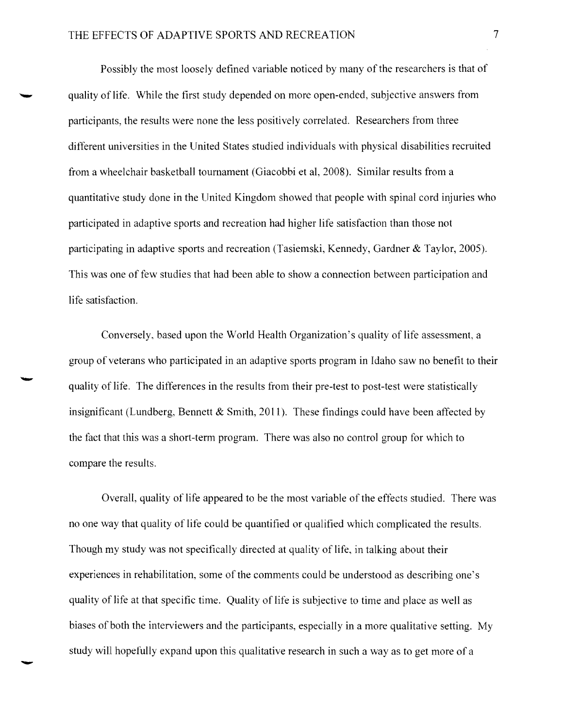Possibly the most loosely defined variable noticed by many of the researchers is that of quality of life. While the first study depended on more open-ended, subjective answers from participants, the results were none the less positively correlated. Researchers from three different universities in the United States studied individuals with physical disabilities recruited from a wheelchair basketball tournament (Giacobbi et al, 2008). Similar results from a quantitative study done in the United Kingdom showed that people with spinal cord injuries who participated in adaptive sports and recreation had higher life satisfaction than those not participating in adaptive sports and recreation (Tasiemski, Kennedy, Gardner & Taylor, 2005). This was one of few studies that had been able to show a connection between participation and life satisfaction.

Conversely, based upon the World Health Organization's quality of life assessment, a group of veterans who participated in an adaptive sports program in Idaho saw no benefit to their quality of life. The differences in the results from their pre-test to post-test were statistically insignificant (Lundberg, Bennett & Smith, 2011). These findings could have been affected by the fact that this was a short-term program. There was also no control group for which to compare the results.

Overall, quality of life appeared to be the most variable of the effects studied. There was no one way that quality of life could be quantified or qualified which complicated the results. Though my study was not specifically directed at quality of life, in talking about their experiences in rehabilitation, some of the comments could be understood as describing one's quality of life at that specific time. Quality of life is subjective to time and place as well as biases of both the interviewers and the participants, especially in a more qualitative setting. My study will hopefully expand upon this qualitative research in such a way as to get more of a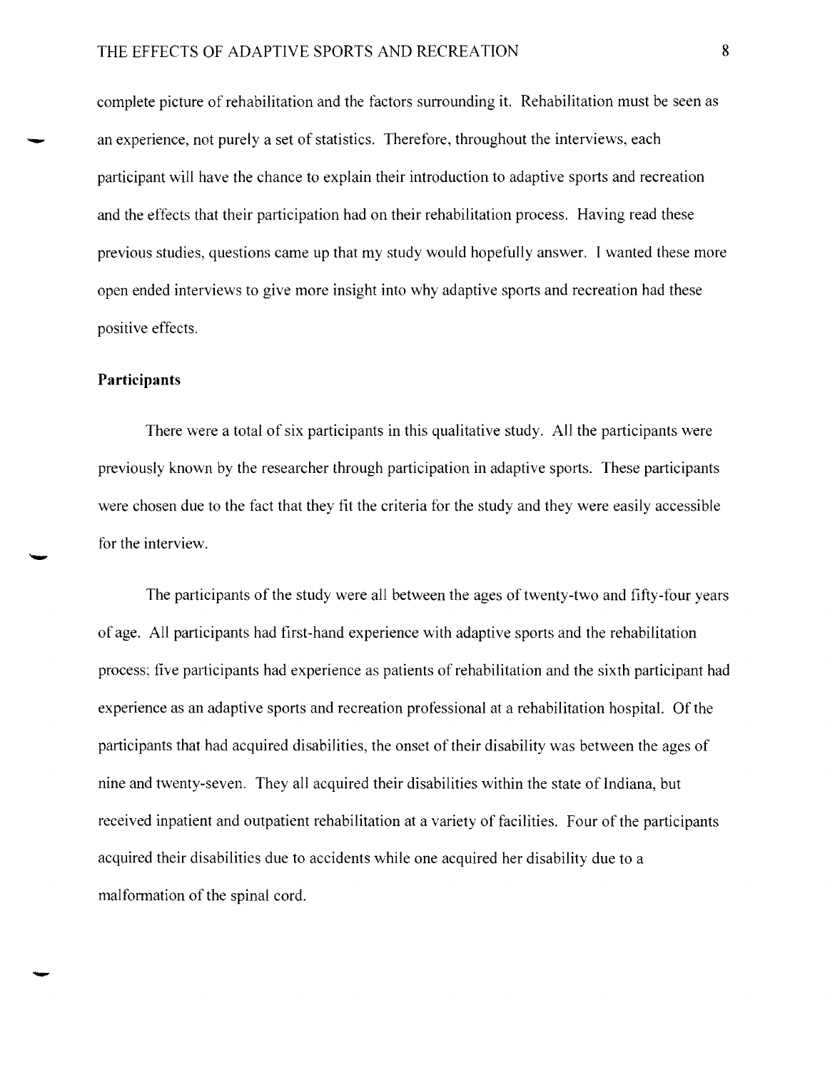complete picture of rehabilitation and the factors surrounding it. Rehabilitation must be seen as an experience, not purely a set of statistics. Therefore, throughout the interviews, each participant will have the chance to explain their introduction to adaptive sports and recreation and the effects that their participation had on their rehabilitation process. Having read these previous studies, questions came up that my study would hopefully answer. I wanted these more open ended interviews to give more insight into why adaptive sports and recreation had these positive effects.

**Participants**

There were a total of six participants in this qualitative study. All the participants were previously known by the researcher through participation in adaptive sports. These participants were chosen due to the fact that they fit the criteria for the study and they were easily accessible for the interview.

The participants of the study were all between the ages of twenty-two and fifty-four years of age. All participants had first-hand experience with adaptive sports and the rehabilitation process; five participants had experience as patients of rehabilitation and the sixth participant had experience as an adaptive sports and recreation professional at a rehabilitation hospital. Of the participants that had acquired disabilities, the onset of their disability was between the ages of nine and twenty-seven. They all acquired their disabilities within the state of Indiana, but received inpatient and outpatient rehabilitation at a variety of facilities. Four of the participants acquired their disabilities due to accidents while one acquired her disability due to a malformation of the spinal cord.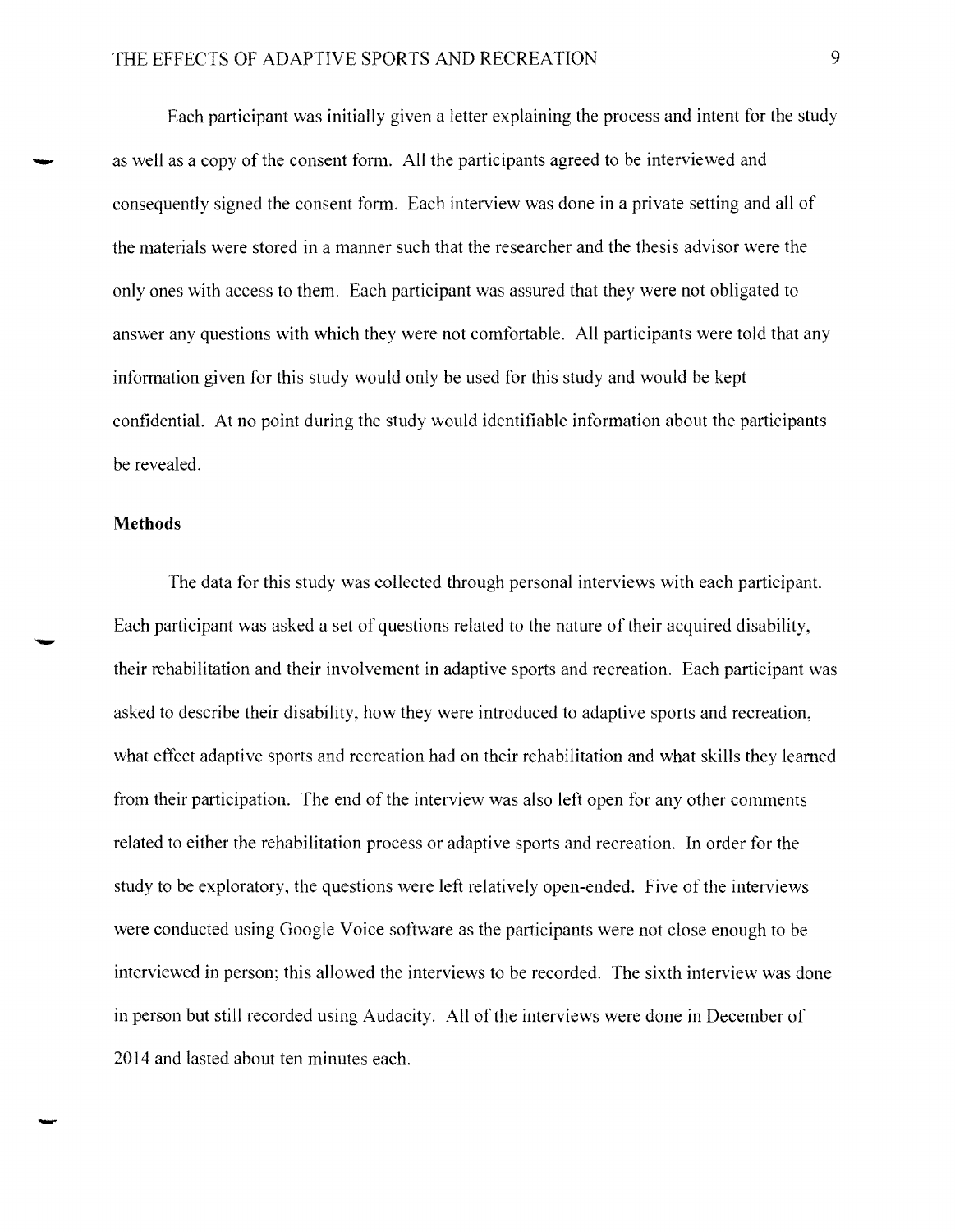Each participant was initially given a letter explaining the process and intent for the study as well as a copy of the consent form. All the participants agreed to be interviewed and consequently signed the consent form. Each interview was done in a private setting and all of the materials were stored in a manner such that the researcher and the thesis advisor were the only ones with access to them. Each participant was assured that they were not obligated to answer any questions with which they were not comfortable. All participants were told that any information given for this study would only be used for this study and would be kept confidential. At no point during the study would identifiable information about the participants be revealed.

**Methods**

The data for this study was collected through personal interviews with each participant. Each participant was asked a set of questions related to the nature of their acquired disability, their rehabilitation and their involvement in adaptive sports and recreation. Each participant was asked to describe their disability, how they were introduced to adaptive sports and recreation, what effect adaptive sports and recreation had on their rehabilitation and what skills they learned from their participation. The end of the interview was also left open for any other comments related to either the rehabilitation process or adaptive sports and recreation. In order for the study to be exploratory, the questions were left relatively open-ended. Five of the interviews were conducted using Google Voice software as the participants were not close enough to be interviewed in person; this allowed the interviews to be recorded. The sixth interview was done in person but still recorded using Audacity. All of the interviews were done in December of 2014 and lasted about ten minutes each.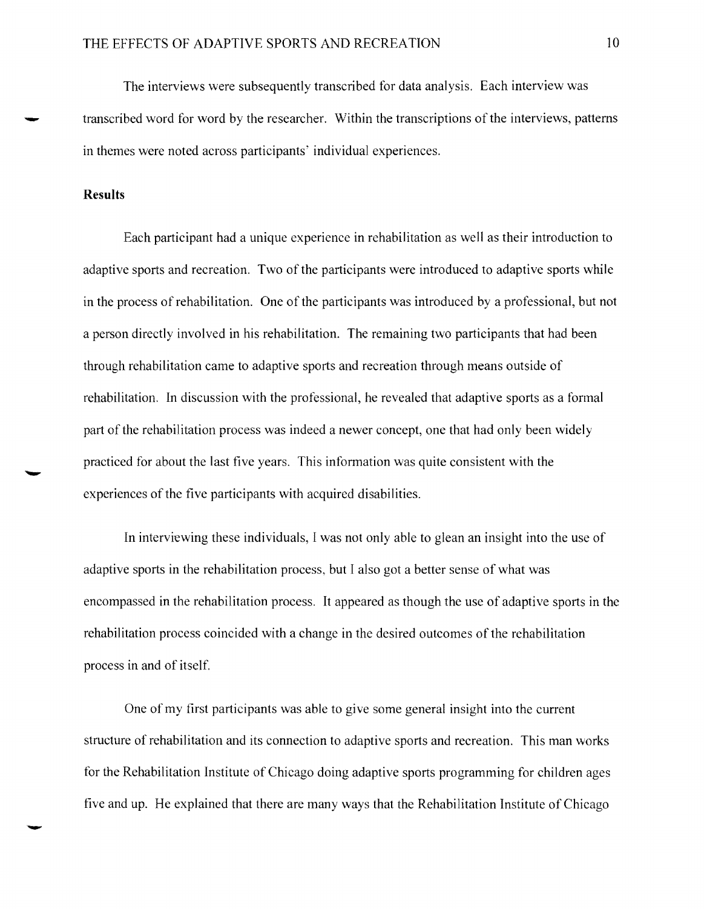The interviews were subsequently transcribed for data analysis. Each interview was transcribed word for word by the researcher. Within the transcriptions of the interviews, patterns in themes were noted across participants' individual experiences.

## Results

Each participant had a unique experience in rehabilitation as well as their introduction to adaptive sports and recreation. Two of the participants were introduced to adaptive sports while in the process of rehabilitation. One of the participants was introduced by a professional, but not a person directly involved in his rehabilitation. The remaining two participants that had been through rehabilitation came to adaptive sports and recreation through means outside of rehabilitation. In discussion with the professional, he revealed that adaptive sports as a formal part of the rehabilitation process was indeed a newer concept, one that had only been widely practiced for about the last five years. This information was quite consistent with the experiences of the five participants with acquired disabilities.

In interviewing these individuals, I was not only able to glean an insight into the use of adaptive sports in the rehabilitation process, but I also got a better sense of what was encompassed in the rehabilitation process. It appeared as though the use of adaptive sports in the rehabilitation process coincided with a change in the desired outcomes of the rehabilitation process in and of itself.

One of my first participants was able to give some general insight into the current structure of rehabilitation and its connection to adaptive sports and recreation. This man works for the Rehabilitation Institute of Chicago doing adaptive sports programming for children ages five and up. He explained that there are many ways that the Rehabilitation Institute of Chicago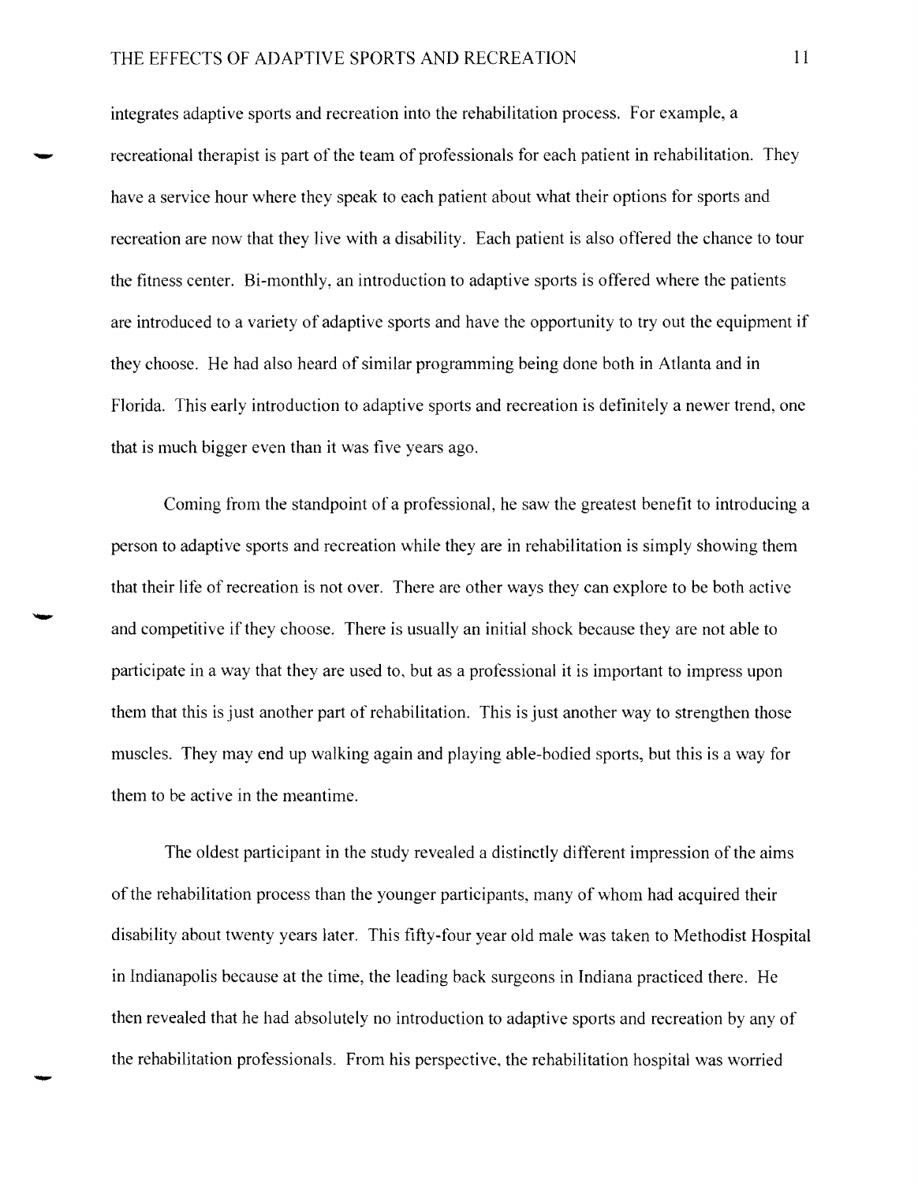integrates adaptive sports and recreation into the rehabilitation process. For example, a recreational therapist is part of the team of professionals for each patient in rehabilitation. They have a service hour where they speak to each patient about what their options for sports and recreation are now that they live with a disability. Each patient is also offered the chance to tour the fitness center. Bi-monthly, an introduction to adaptive sports is offered where the patients are introduced to a variety of adaptive sports and have the opportunity to try out the equipment if they choose. He had also heard of similar programming being done both in Atlanta and in Florida. This early introduction to adaptive sports and recreation is definitely a newer trend, one that is much bigger even than it was five years ago.

Coming from the standpoint of a professional, he saw the greatest benefit to introducing a person to adaptive sports and recreation while they are in rehabilitation is simply showing them that their life of recreation is not over. There are other ways they can explore to be both active and competitive if they choose. There is usually an initial shock because they are not able to participate in a way that they are used to, but as a professional it is important to impress upon them that this is just another part of rehabilitation. This is just another way to strengthen those muscles. They may end up walking again and playing able-bodied sports, but this is a way for them to be active in the meantime.

The oldest participant in the study revealed a distinctly different impression of the aims of the rehabilitation process than the younger participants, many of whom had acquired their disability about twenty years later. This fifty-four year old male was taken to Methodist Hospital in Indianapolis because at the time, the leading back surgeons in Indiana practiced there. He then revealed that he had absolutely no introduction to adaptive sports and recreation by any of the rehabilitation professionals. From his perspective, the rehabilitation hospital was worried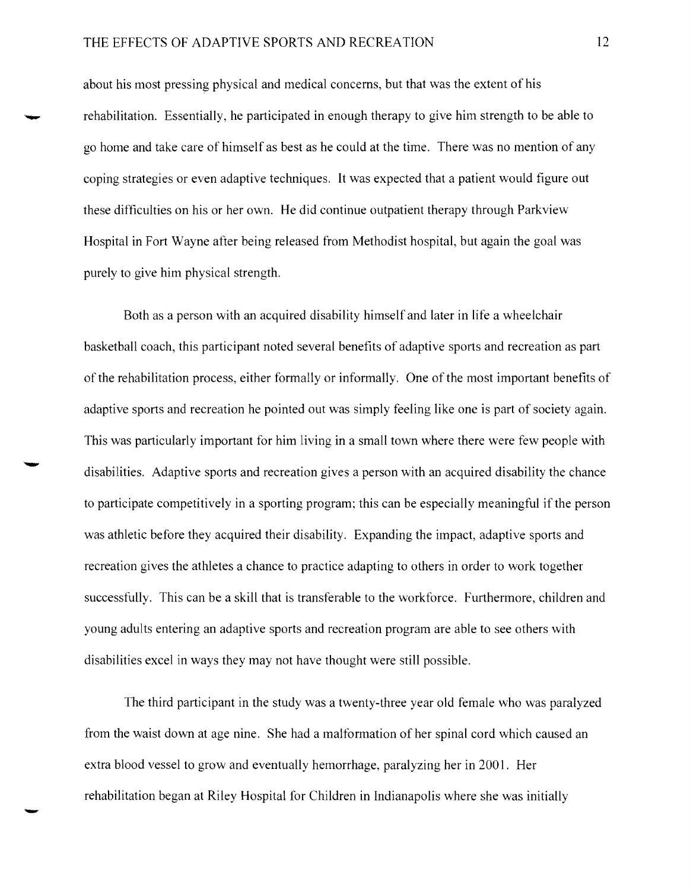about his most pressing physical and medical concerns, but that was the extent of his rehabilitation. Essentially, he participated in enough therapy to give him strength to be able to go home and take care of himself as best as he could at the time. There was no mention of any coping strategies or even adaptive techniques. It was expected that a patient would figure out these difficulties on his or her own. He did continue outpatient therapy through Parkview Hospital in Fort Wayne after being released from Methodist hospital, but again the goal was purely to give him physical strength.

Both as a person with an acquired disability himself and later in life a wheelchair basketball coach, this participant noted several benefits of adaptive sports and recreation as part of the rehabilitation process, either formally or informally. One of the most important benefits of adaptive sports and recreation he pointed out was simply feeling like one is part of society again. This was particularly important for him living in a small town where there were few people with disabilities. Adaptive sports and recreation gives a person with an acquired disability the chance to participate competitively in a sporting program; this can be especially meaningful if the person was athletic before they acquired their disability. Expanding the impact, adaptive sports and recreation gives the athletes a chance to practice adapting to others in order to work together successfully. This can be a skill that is transferable to the workforce. Furthermore, children and young adults entering an adaptive sports and recreation program are able to see others with disabilities excel in ways they may not have thought were still possible.

The third participant in the study was a twenty-three year old female who was paralyzed from the waist down at age nine. She had a malformation of her spinal cord which caused an extra blood vessel to grow and eventually hemorrhage, paralyzing her in 2001. Her rehabilitation began at Riley Hospital for Children in Indianapolis where she was initially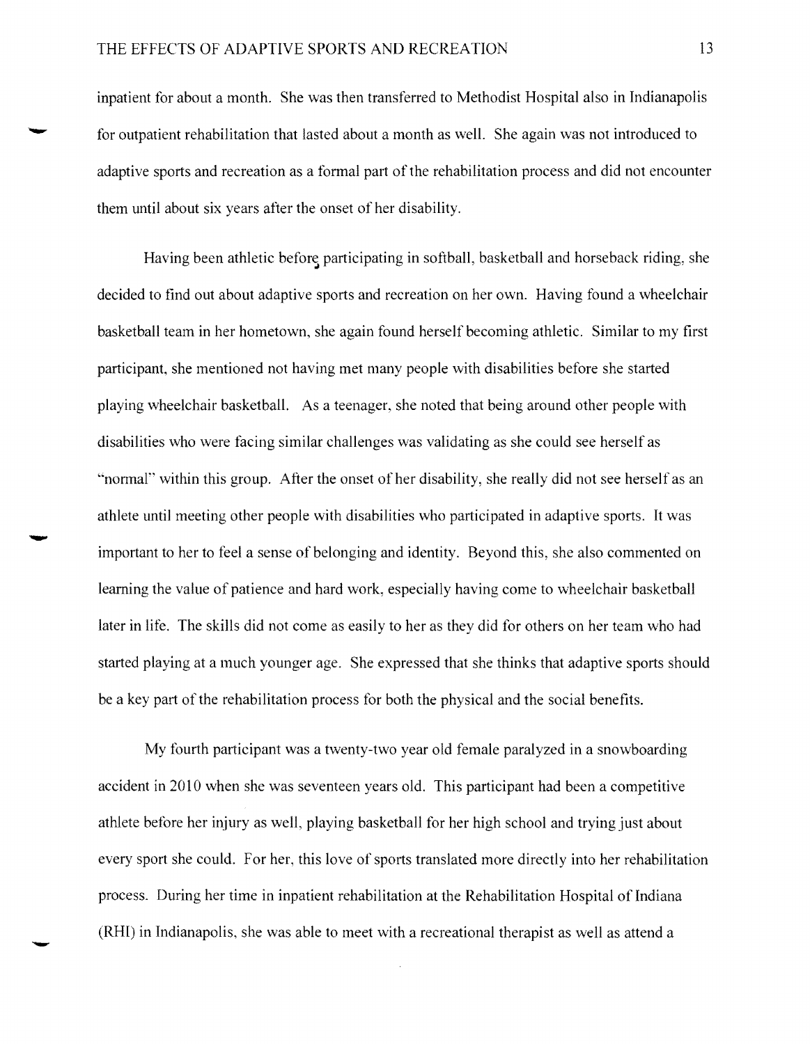inpatient for about a month. She was then transferred to Methodist Hospital also in Indianapolis for outpatient rehabilitation that lasted about a month as well. She again was not introduced to adaptive sports and recreation as a formal part of the rehabilitation process and did not encounter them until about six years after the onset of her disability.

Having been athletic before participating in softball, basketball and horseback riding, she decided to find out about adaptive sports and recreation on her own. Having found a wheelchair basketball team in her hometown, she again found herself becoming athletic. Similar to my first participant, she mentioned not having met many people with disabilities before she started playing wheelchair basketball. As a teenager, she noted that being around other people with disabilities who were facing similar challenges was validating as she could see herself as "normal" within this group. After the onset of her disability, she really did not see herself as an athlete until meeting other people with disabilities who participated in adaptive sports. It was important to her to feel a sense of belonging and identity. Beyond this, she also commented on learning the value of patience and hard work, especially having come to wheelchair basketball later in life. The skills did not come as easily to her as they did for others on her team who had started playing at a much younger age. She expressed that she thinks that adaptive sports should be a key part of the rehabilitation process for both the physical and the social benefits.

My fourth participant was a twenty-two year old female paralyzed in a snowboarding accident in 2010 when she was seventeen years old. This participant had been a competitive athlete before her injury as well, playing basketball for her high school and trying just about every sport she could. For her, this love of sports translated more directly into her rehabilitation process. During her time in inpatient rehabilitation at the Rehabilitation Hospital of Indiana (RHI) in Indianapolis, she was able to meet with a recreational therapist as well as attend a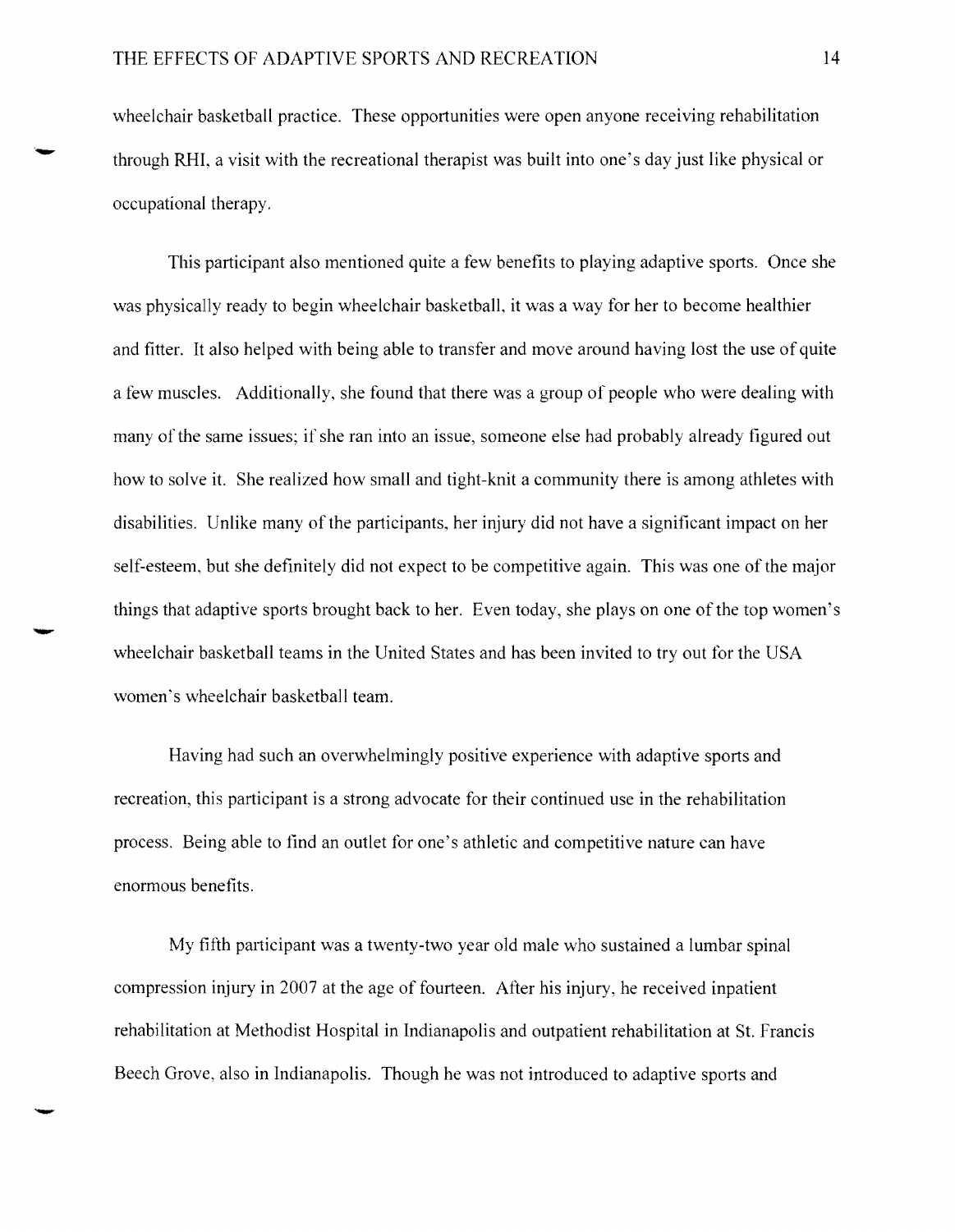wheelchair basketball practice. These opportunities were open anyone receiving rehabilitation through RHI, a visit with the recreational therapist was built into one's day just like physical or occupational therapy.

This participant also mentioned quite a few benefits to playing adaptive sports. Once she was physically ready to begin wheelchair basketball, it was a way for her to become healthier and fitter. It also helped with being able to transfer and move around having lost the use of quite a few muscles. Additionally, she found that there was a group of people who were dealing with many of the same issues; if she ran into an issue, someone else had probably already figured out how to solve it. She realized how small and tight-knit a community there is among athletes with disabilities. Unlike many of the participants, her injury did not have a significant impact on her self-esteem, but she definitely did not expect to be competitive again. This was one of the major things that adaptive sports brought back to her. Even today, she plays on one of the top women's wheelchair basketball teams in the United States and has been invited to try out for the USA women's wheelchair basketball team.

Having had such an overwhelmingly positive experience with adaptive sports and recreation, this participant is a strong advocate for their continued use in the rehabilitation process. Being able to find an outlet for one's athletic and competitive nature can have enormous benefits.

My fifth participant was a twenty-two year old male who sustained a lumbar spinal compression injury in 2007 at the age of fourteen. After his injury, he received inpatient rehabilitation at Methodist Hospital in Indianapolis and outpatient rehabilitation at St. Francis Beech Grove, also in Indianapolis. Though he was not introduced to adaptive sports and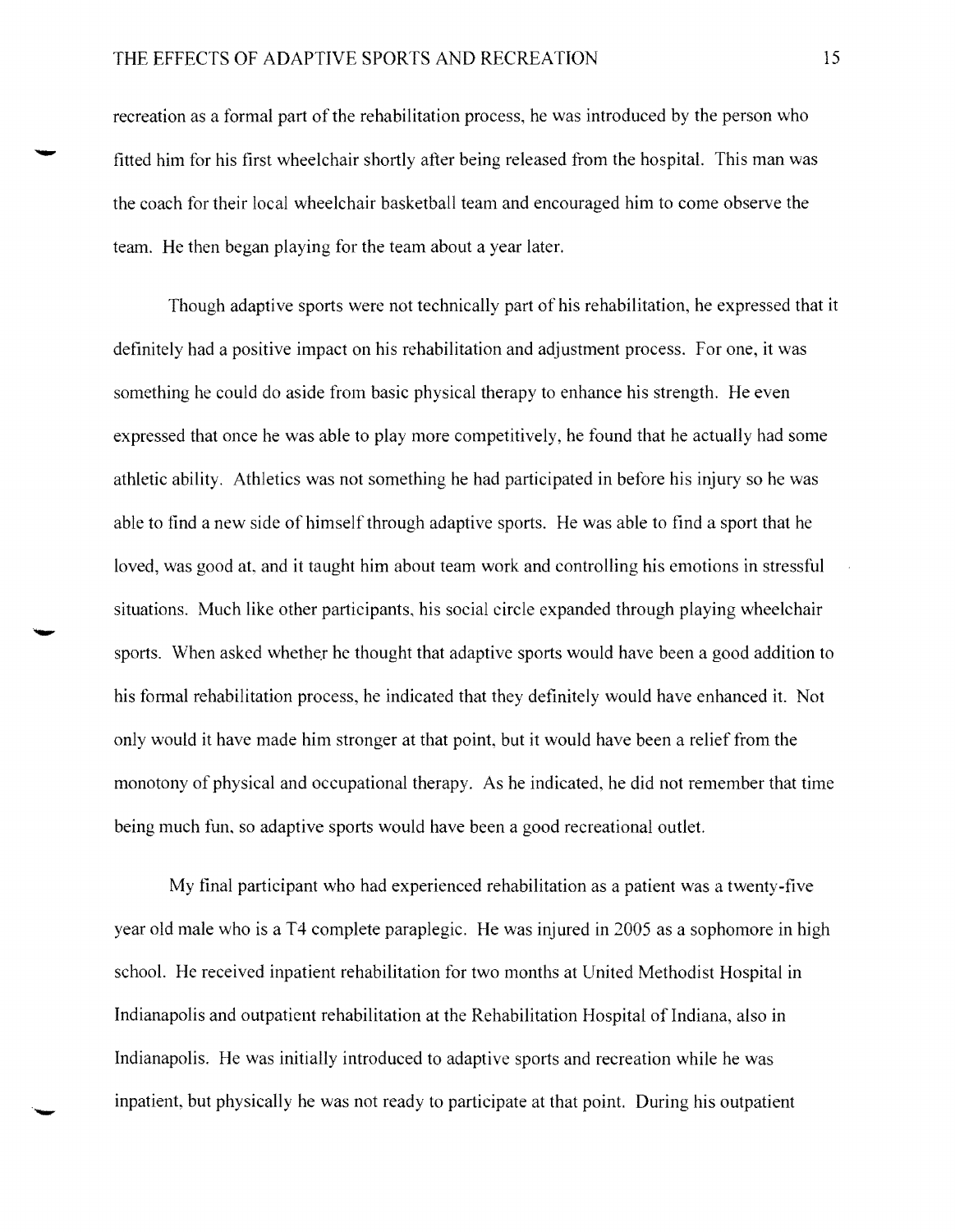recreation as a formal part of the rehabilitation process, he was introduced by the person who fitted him for his first wheelchair shortly after being released from the hospital. This man was the coach for their local wheelchair basketball team and encouraged him to come observe the team. He then began playing for the team about a year later.

Though adaptive sports were not technically part of his rehabilitation, he expressed that it definitely had a positive impact on his rehabilitation and adjustment process. For one, it was something he could do aside from basic physical therapy to enhance his strength. He even expressed that once he was able to play more competitively, he found that he actually had some athletic ability. Athletics was not something he had participated in before his injury so he was able to find a new side of himself through adaptive sports. He was able to find a sport that he loved, was good at, and it taught him about team work and controlling his emotions in stressful situations. Much like other participants, his social circle expanded through playing wheelchair sports. When asked whether he thought that adaptive sports would have been a good addition to his formal rehabilitation process, he indicated that they definitely would have enhanced it. Not only would it have made him stronger at that point, but it would have been a relief from the monotony of physical and occupational therapy. As he indicated, he did not remember that time being much fun, so adaptive sports would have been a good recreational outlet.

My final participant who had experienced rehabilitation as a patient was a twenty-five year old male who is a T4 complete paraplegic. He was injured in 2005 as a sophomore in high school. He received inpatient rehabilitation for two months at United Methodist Hospital in Indianapolis and outpatient rehabilitation at the Rehabilitation Hospital of Indiana, also in Indianapolis. He was initially introduced to adaptive sports and recreation while he was inpatient, but physically he was not ready to participate at that point. During his outpatient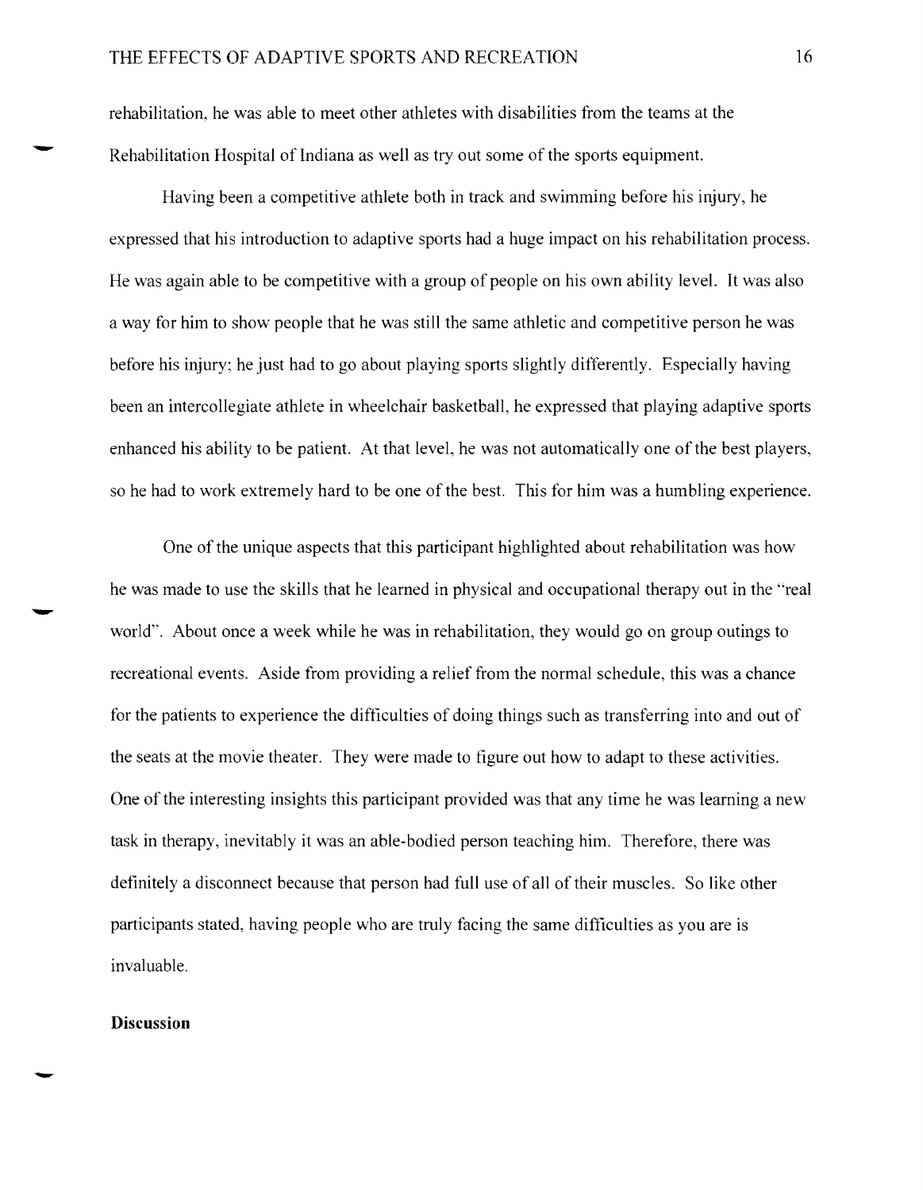rehabilitation, he was able to meet other athletes with disabilities from the teams at the Rehabilitation Hospital of Indiana as well as try out some of the sports equipment.

Having been a competitive athlete both in track and swimming before his injury, he expressed that his introduction to adaptive sports had a huge impact on his rehabilitation process. He was again able to be competitive with a group of people on his own ability level. It was also a way for him to show people that he was still the same athletic and competitive person he was before his injury; he just had to go about playing sports slightly differently. Especially having been an intercollegiate athlete in wheelchair basketball, he expressed that playing adaptive sports enhanced his ability to be patient. At that level, he was not automatically one of the best players, so he had to work extremely hard to be one of the best. This for him was a humbling experience.

One of the unique aspects that this participant highlighted about rehabilitation was how he was made to use the skills that he learned in physical and occupational therapy out in the "real world". About once a week while he was in rehabilitation, they would go on group outings to recreational events. Aside from providing a relief from the normal schedule, this was a chance for the patients to experience the difficulties of doing things such as transferring into and out of the seats at the movie theater. They were made to figure out how to adapt to these activities. One of the interesting insights this participant provided was that any time he was learning a new task in therapy, inevitably it was an able-bodied person teaching him. Therefore, there was definitely a disconnect because that person had full use of all of their muscles. So like other participants stated, having people who are truly facing the same difficulties as you are is invaluable.

## Discussion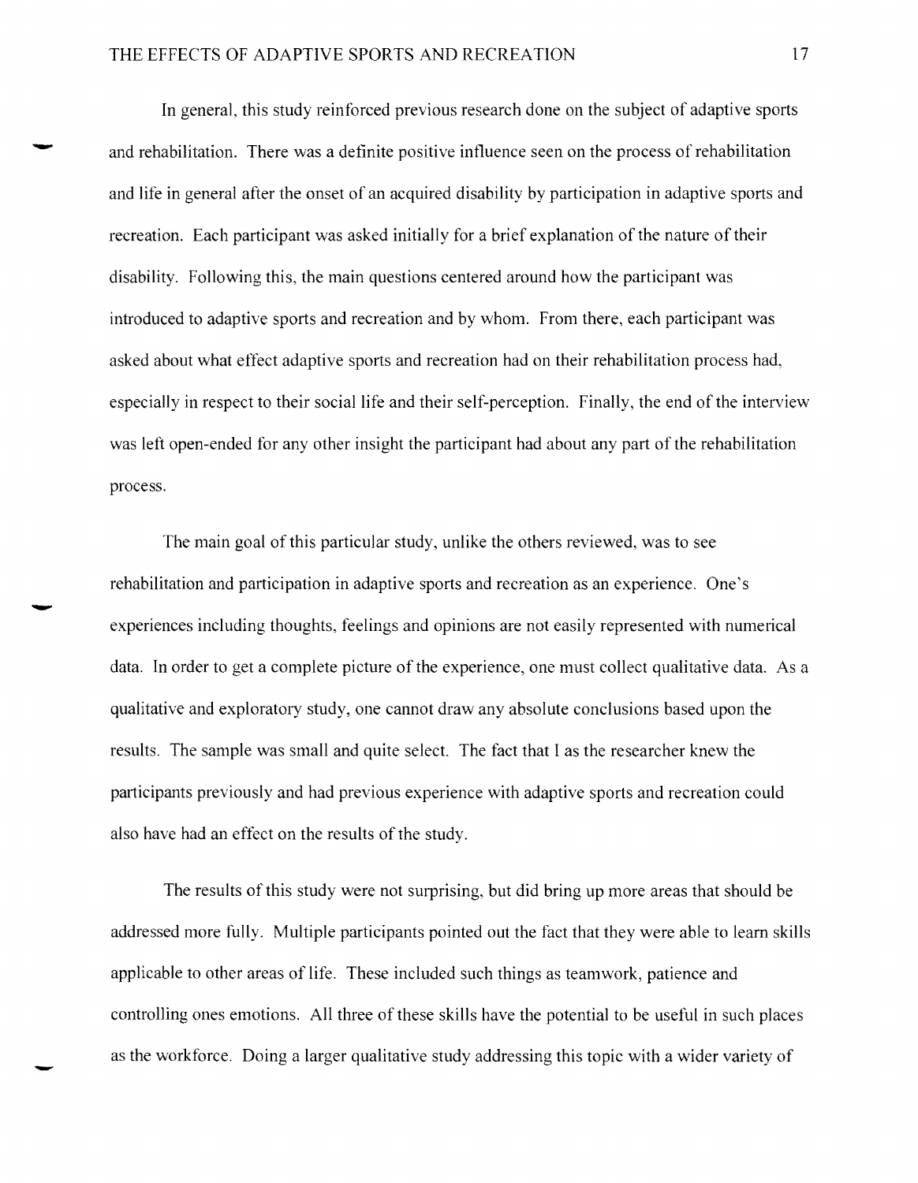In general, this study reinforced previous research done on the subject of adaptive sports and rehabilitation. There was a definite positive influence seen on the process of rehabilitation and life in general after the onset of an acquired disability by participation in adaptive sports and recreation. Each participant was asked initially for a brief explanation of the nature of their disability. Following this, the main questions centered around how the participant was introduced to adaptive sports and recreation and by whom. From there, each participant was asked about what effect adaptive sports and recreation had on their rehabilitation process had, especially in respect to their social life and their self-perception. Finally, the end of the interview was left open-ended for any other insight the participant had about any part of the rehabilitation process.

The main goal of this particular study, unlike the others reviewed, was to see rehabilitation and participation in adaptive sports and recreation as an experience. One's experiences including thoughts, feelings and opinions are not easily represented with numerical data. In order to get a complete picture of the experience, one must collect qualitative data. As a qualitative and exploratory study, one cannot draw any absolute conclusions based upon the results. The sample was small and quite select. The fact that I as the researcher knew the participants previously and had previous experience with adaptive sports and recreation could also have had an effect on the results of the study.

The results of this study were not surprising, but did bring up more areas that should be addressed more fully. Multiple participants pointed out the fact that they were able to learn skills applicable to other areas of life. These included such things as teamwork, patience and controlling ones emotions. All three of these skills have the potential to be useful in such places as the workforce. Doing a larger qualitative study addressing this topic with a wider variety of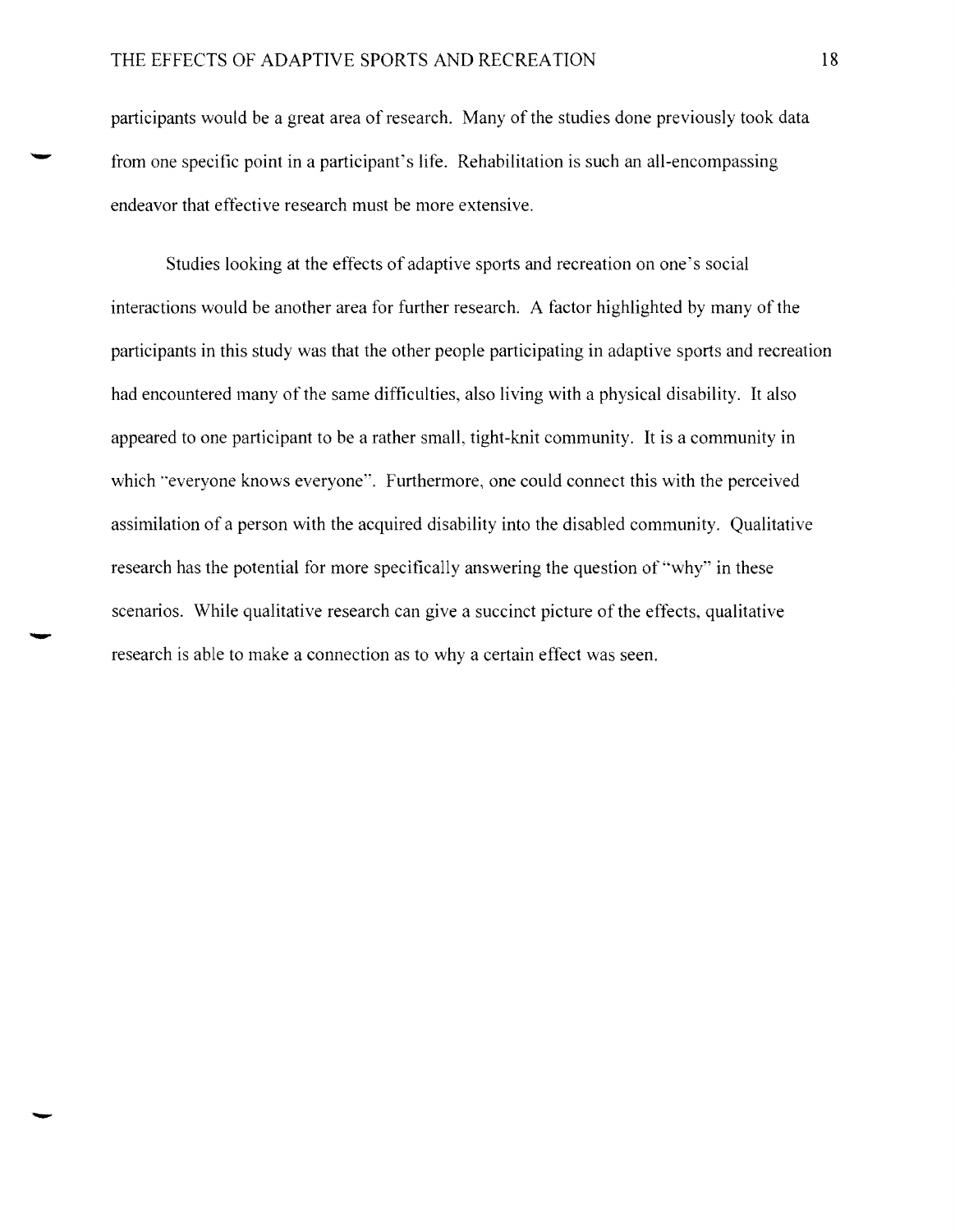participants would be a great area of research. Many of the studies done previously took data from one specific point in a participant's life. Rehabilitation is such an all-encompassing endeavor that effective research must be more extensive.

Studies looking at the effects of adaptive sports and recreation on one's social interactions would be another area for further research. A factor highlighted by many of the participants in this study was that the other people participating in adaptive sports and recreation had encountered many of the same difficulties, also living with a physical disability. It also appeared to one participant to be a rather small, tight-knit community. It is a community in which "everyone knows everyone". Furthermore, one could connect this with the perceived assimilation of a person with the acquired disability into the disabled community. Qualitative research has the potential for more specifically answering the question of "why" in these scenarios. While qualitative research can give a succinct picture of the effects, qualitative research is able to make a connection as to why a certain effect was seen.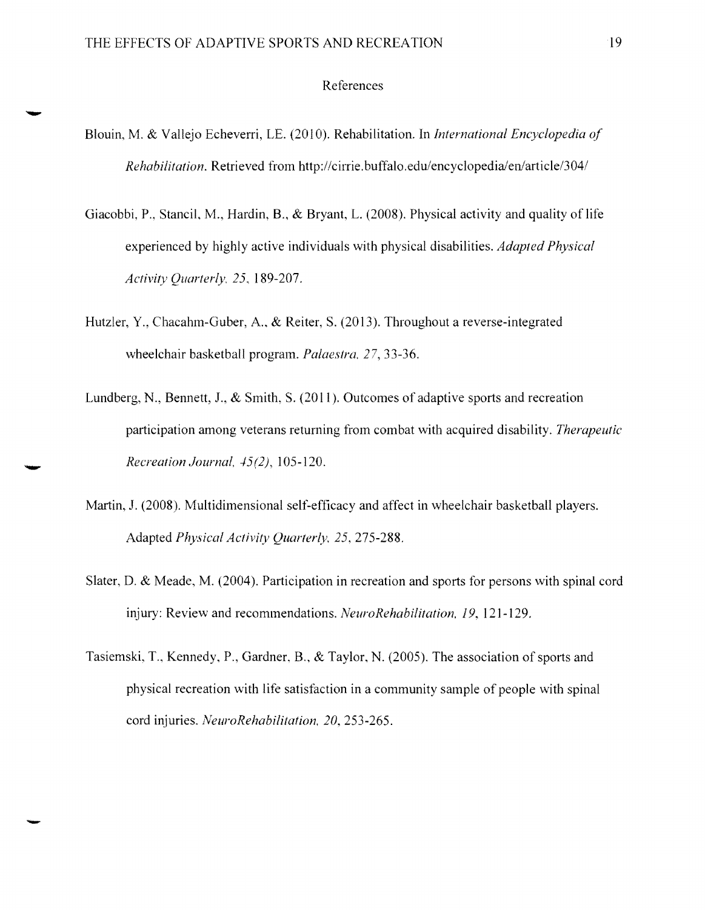# References

Blouin, M. & Vallejo Echeverri, LE. (2010). Rehabilitation. In *International Encyclopedia of Rehabilitation*. Retrieved from http://cirrie.buffalo.edu/encyclopedia/en/article/304/

Giacobbi, P., Stancil, M., Hardin, B., & Bryant, L. (2008). Physical activity and quality of life experienced by highly active individuals with physical disabilities. *Adapted Physical Activity Quarterly, 25*, 189-207.

Hutzler, Y., Chacahm-Guber, A., & Reiter, S. (2013). Throughout a reverse-integrated wheelchair basketball program. *Palaestra, 27*, 33-36.

Lundberg, N., Bennett, J., & Smith, S. (2011). Outcomes of adaptive sports and recreation participation among veterans returning from combat with acquired disability. *Therapeutic Recreation Journal, 45(2)*, 105-120.

Martin, J. (2008). Multidimensional self-efficacy and affect in wheelchair basketball players. Adapted *Physical Activity Quarterly, 25*, 275-288.

Slater, D. & Meade, M. (2004). Participation in recreation and sports for persons with spinal cord injury: Review and recommendations. *NeuroRehabilitation, 19*, 121-129.

Tasiemski, T., Kennedy, P., Gardner, B., & Taylor, N. (2005). The association of sports and physical recreation with life satisfaction in a community sample of people with spinal cord injuries. *NeuroRehabilitation, 20*, 253-265.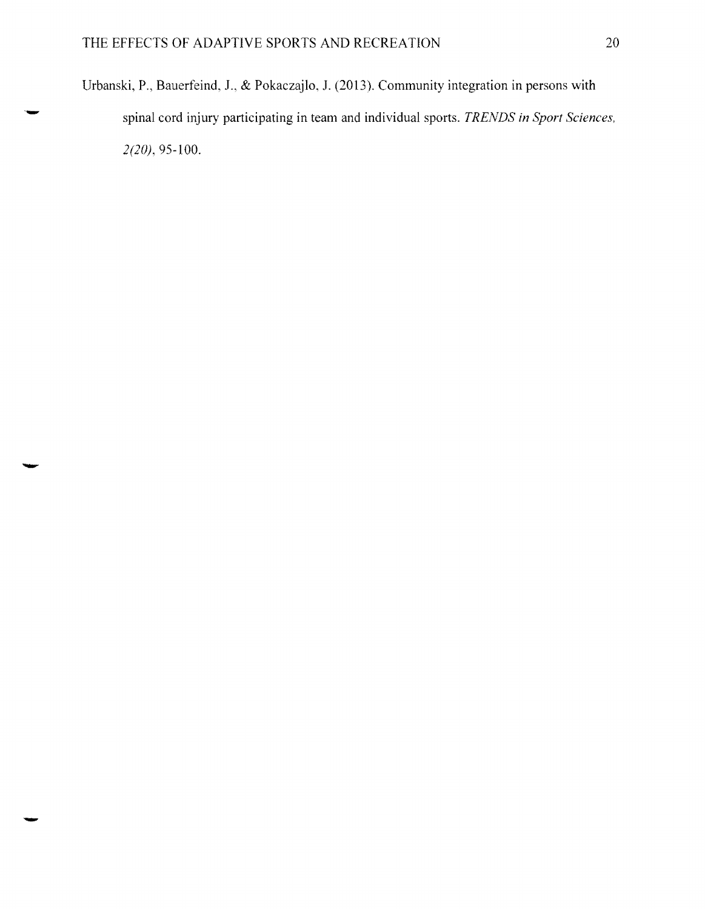Urbanski, P., Bauerfeind, J., & Pokaczajlo, J. (2013). Community integration in persons with spinal cord injury participating in team and individual sports. *TRENDS in Sport Sciences, 2(20)*, 95-100.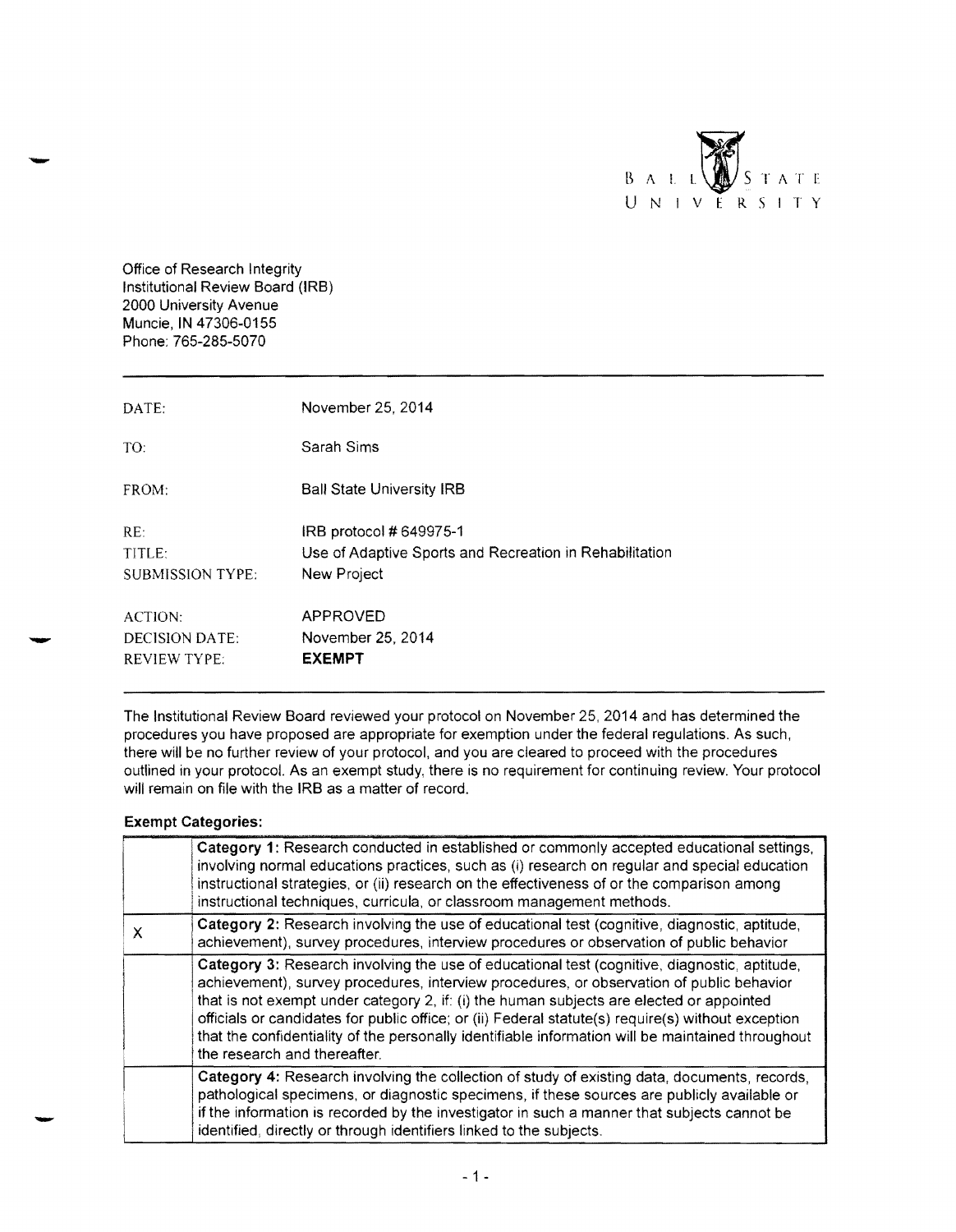BALL STATE UNIVERSITY

Office of Research Integrity
Institutional Review Board (IRB)
2000 University Avenue
Muncie, IN 47306-0155
Phone: 765-285-5070

| | |
|---|---|
| DATE: | November 25, 2014 |
| TO: | Sarah Sims |
| FROM: | Ball State University IRB |
| RE: | IRB protocol # 649975-1 |
| TITLE: | Use of Adaptive Sports and Recreation in Rehabilitation |
| SUBMISSION TYPE: | New Project |
| ACTION: | APPROVED |
| DECISION DATE: | November 25, 2014 |
| REVIEW TYPE: | **EXEMPT** |

The Institutional Review Board reviewed your protocol on November 25, 2014 and has determined the procedures you have proposed are appropriate for exemption under the federal regulations. As such, there will be no further review of your protocol, and you are cleared to proceed with the procedures outlined in your protocol. As an exempt study, there is no requirement for continuing review. Your protocol will remain on file with the IRB as a matter of record.

**Exempt Categories:**

| | |
|---|---|
| | **Category 1:** Research conducted in established or commonly accepted educational settings, involving normal educations practices, such as (i) research on regular and special education instructional strategies, or (ii) research on the effectiveness of or the comparison among instructional techniques, curricula, or classroom management methods. |
| X | **Category 2:** Research involving the use of educational test (cognitive, diagnostic, aptitude, achievement), survey procedures, interview procedures or observation of public behavior |
| | **Category 3:** Research involving the use of educational test (cognitive, diagnostic, aptitude, achievement), survey procedures, interview procedures, or observation of public behavior that is not exempt under category 2, if: (i) the human subjects are elected or appointed officials or candidates for public office; or (ii) Federal statute(s) require(s) without exception that the confidentiality of the personally identifiable information will be maintained throughout the research and thereafter. |
| | **Category 4:** Research involving the collection of study of existing data, documents, records, pathological specimens, or diagnostic specimens, if these sources are publicly available or if the information is recorded by the investigator in such a manner that subjects cannot be identified, directly or through identifiers linked to the subjects. |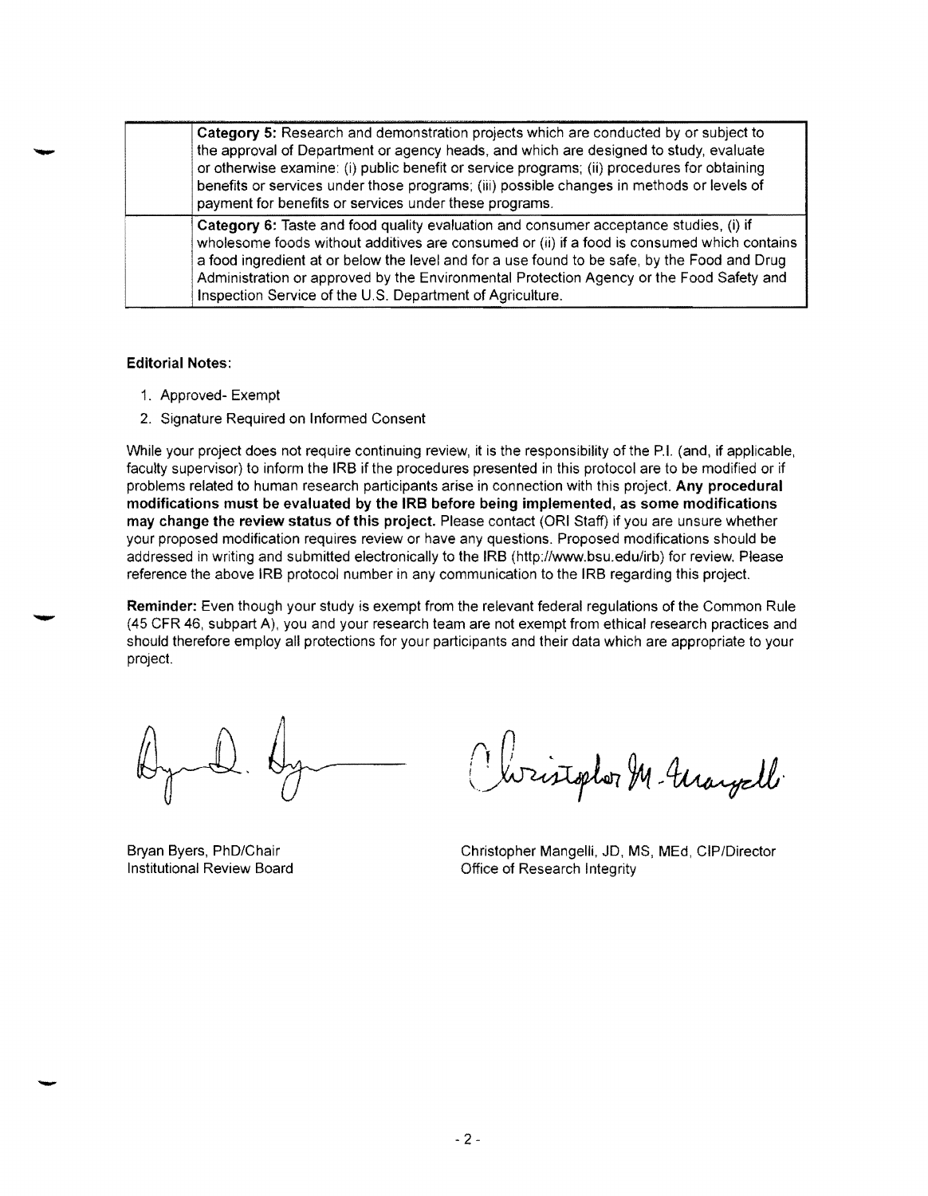| | |
|---|---|
| | **Category 5:** Research and demonstration projects which are conducted by or subject to the approval of Department or agency heads, and which are designed to study, evaluate or otherwise examine: (i) public benefit or service programs; (ii) procedures for obtaining benefits or services under those programs; (iii) possible changes in methods or levels of payment for benefits or services under these programs. |
| | **Category 6:** Taste and food quality evaluation and consumer acceptance studies, (i) if wholesome foods without additives are consumed or (ii) if a food is consumed which contains a food ingredient at or below the level and for a use found to be safe, by the Food and Drug Administration or approved by the Environmental Protection Agency or the Food Safety and Inspection Service of the U.S. Department of Agriculture. |

**Editorial Notes:**

1. Approved- Exempt
2. Signature Required on Informed Consent

While your project does not require continuing review, it is the responsibility of the P.I. (and, if applicable, faculty supervisor) to inform the IRB if the procedures presented in this protocol are to be modified or if problems related to human research participants arise in connection with this project. **Any procedural modifications must be evaluated by the IRB before being implemented, as some modifications may change the review status of this project.** Please contact (ORI Staff) if you are unsure whether your proposed modification requires review or have any questions. Proposed modifications should be addressed in writing and submitted electronically to the IRB (http://www.bsu.edu/irb) for review. Please reference the above IRB protocol number in any communication to the IRB regarding this project.

**Reminder:** Even though your study is exempt from the relevant federal regulations of the Common Rule (45 CFR 46, subpart A), you and your research team are not exempt from ethical research practices and should therefore employ all protections for your participants and their data which are appropriate to your project.

Bryan Byers, PhD/Chair
Institutional Review Board

Christopher Mangelli, JD, MS, MEd, CIP/Director
Office of Research Integrity